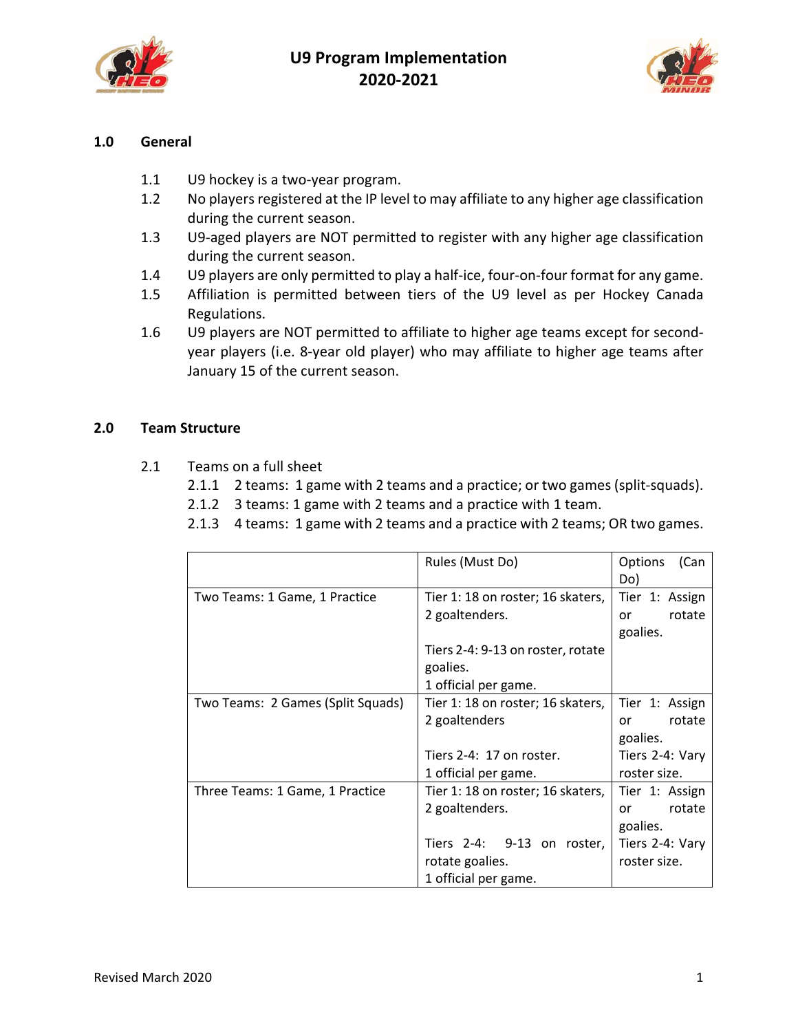# U9 Program Implementation 2020-2021

## 1.0 General

1.1 U9 hockey is a two-year program.

1.2 No players registered at the IP level to may affiliate to any higher age classification during the current season.

1.3 U9-aged players are NOT permitted to register with any higher age classification during the current season.

1.4 U9 players are only permitted to play a half-ice, four-on-four format for any game.

1.5 Affiliation is permitted between tiers of the U9 level as per Hockey Canada Regulations.

1.6 U9 players are NOT permitted to affiliate to higher age teams except for second-year players (i.e. 8-year old player) who may affiliate to higher age teams after January 15 of the current season.

## 2.0 Team Structure

2.1 Teams on a full sheet

2.1.1 2 teams: 1 game with 2 teams and a practice; or two games (split-squads).

2.1.2 3 teams: 1 game with 2 teams and a practice with 1 team.

2.1.3 4 teams: 1 game with 2 teams and a practice with 2 teams; OR two games.

| | Rules (Must Do) | Options (Can Do) |
|---|---|---|
| Two Teams: 1 Game, 1 Practice | Tier 1: 18 on roster; 16 skaters, 2 goaltenders.<br><br>Tiers 2-4: 9-13 on roster, rotate goalies.<br>1 official per game. | Tier 1: Assign or rotate goalies. |
| Two Teams: 2 Games (Split Squads) | Tier 1: 18 on roster; 16 skaters, 2 goaltenders<br><br>Tiers 2-4: 17 on roster.<br>1 official per game. | Tier 1: Assign or rotate goalies.<br>Tiers 2-4: Vary roster size. |
| Three Teams: 1 Game, 1 Practice | Tier 1: 18 on roster; 16 skaters, 2 goaltenders.<br><br>Tiers 2-4: 9-13 on roster, rotate goalies.<br>1 official per game. | Tier 1: Assign or rotate goalies.<br>Tiers 2-4: Vary roster size. |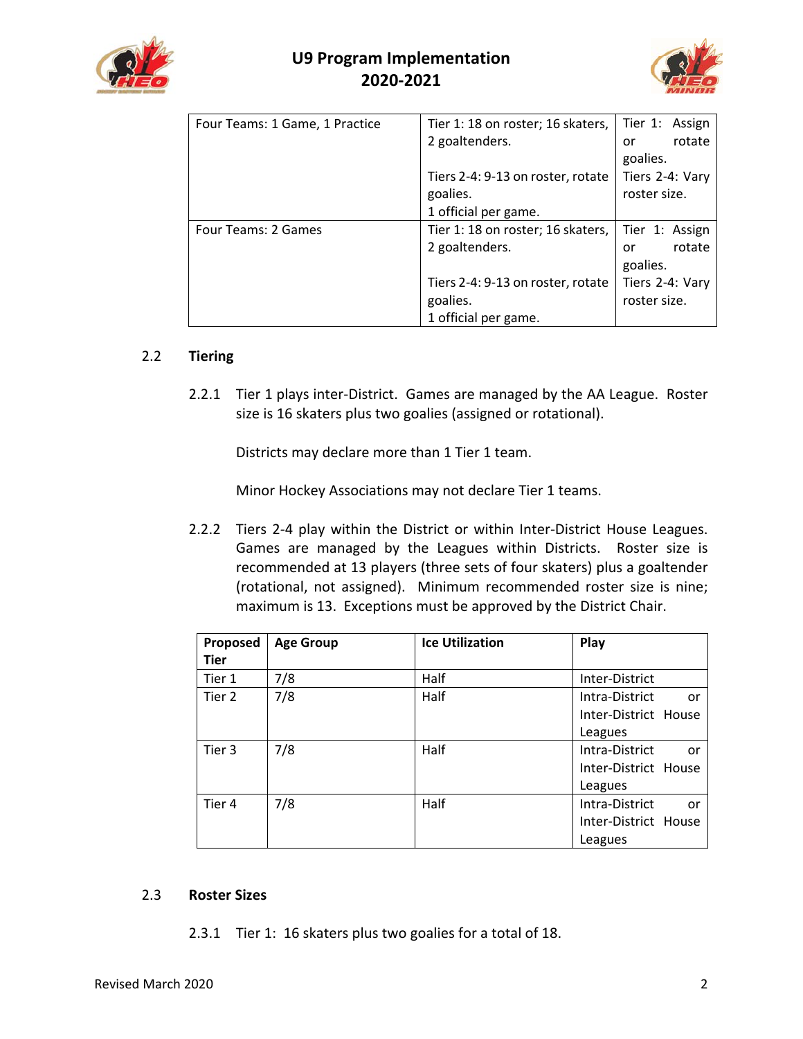| Four Teams: 1 Game, 1 Practice | Tier 1: 18 on roster; 16 skaters, 2 goaltenders.<br><br>Tiers 2-4: 9-13 on roster, rotate goalies.<br>1 official per game. | Tier 1: Assign or rotate goalies.<br>Tiers 2-4: Vary roster size. |
|---|---|---|
| Four Teams: 2 Games | Tier 1: 18 on roster; 16 skaters, 2 goaltenders.<br><br>Tiers 2-4: 9-13 on roster, rotate goalies.<br>1 official per game. | Tier 1: Assign or rotate goalies.<br>Tiers 2-4: Vary roster size. |

## 2.2 Tiering

2.2.1 Tier 1 plays inter-District. Games are managed by the AA League. Roster size is 16 skaters plus two goalies (assigned or rotational).

Districts may declare more than 1 Tier 1 team.

Minor Hockey Associations may not declare Tier 1 teams.

2.2.2 Tiers 2-4 play within the District or within Inter-District House Leagues. Games are managed by the Leagues within Districts. Roster size is recommended at 13 players (three sets of four skaters) plus a goaltender (rotational, not assigned). Minimum recommended roster size is nine; maximum is 13. Exceptions must be approved by the District Chair.

| Proposed Tier | Age Group | Ice Utilization | Play |
|---|---|---|---|
| Tier 1 | 7/8 | Half | Inter-District |
| Tier 2 | 7/8 | Half | Intra-District or Inter-District House Leagues |
| Tier 3 | 7/8 | Half | Intra-District or Inter-District House Leagues |
| Tier 4 | 7/8 | Half | Intra-District or Inter-District House Leagues |

## 2.3 Roster Sizes

2.3.1 Tier 1: 16 skaters plus two goalies for a total of 18.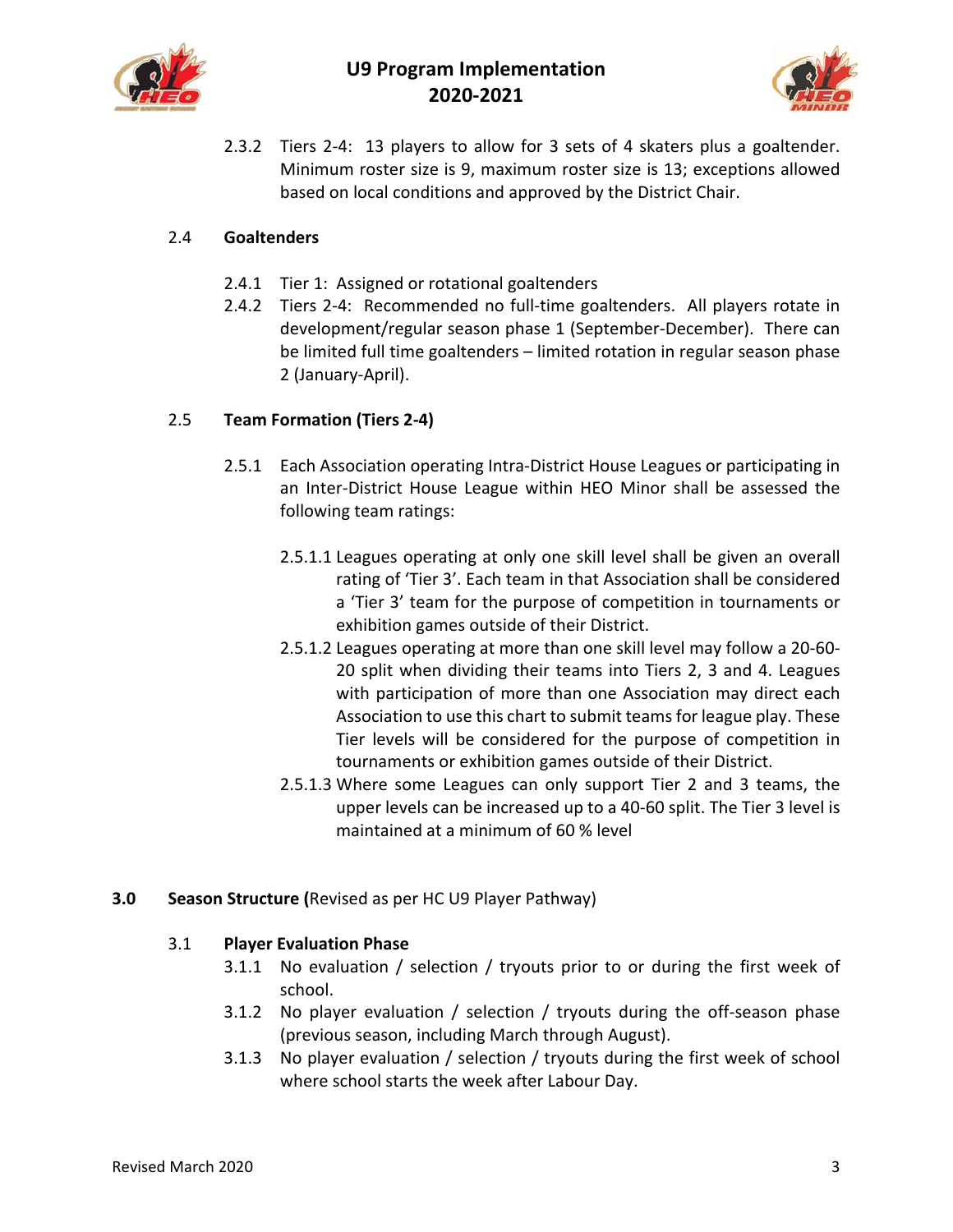2.3.2 Tiers 2-4: 13 players to allow for 3 sets of 4 skaters plus a goaltender. Minimum roster size is 9, maximum roster size is 13; exceptions allowed based on local conditions and approved by the District Chair.

### 2.4 Goaltenders

2.4.1 Tier 1: Assigned or rotational goaltenders

2.4.2 Tiers 2-4: Recommended no full-time goaltenders. All players rotate in development/regular season phase 1 (September-December). There can be limited full time goaltenders – limited rotation in regular season phase 2 (January-April).

### 2.5 Team Formation (Tiers 2-4)

2.5.1 Each Association operating Intra-District House Leagues or participating in an Inter-District House League within HEO Minor shall be assessed the following team ratings:

2.5.1.1 Leagues operating at only one skill level shall be given an overall rating of 'Tier 3'. Each team in that Association shall be considered a 'Tier 3' team for the purpose of competition in tournaments or exhibition games outside of their District.

2.5.1.2 Leagues operating at more than one skill level may follow a 20-60-20 split when dividing their teams into Tiers 2, 3 and 4. Leagues with participation of more than one Association may direct each Association to use this chart to submit teams for league play. These Tier levels will be considered for the purpose of competition in tournaments or exhibition games outside of their District.

2.5.1.3 Where some Leagues can only support Tier 2 and 3 teams, the upper levels can be increased up to a 40-60 split. The Tier 3 level is maintained at a minimum of 60 % level

## 3.0 Season Structure (Revised as per HC U9 Player Pathway)

### 3.1 Player Evaluation Phase

3.1.1 No evaluation / selection / tryouts prior to or during the first week of school.

3.1.2 No player evaluation / selection / tryouts during the off-season phase (previous season, including March through August).

3.1.3 No player evaluation / selection / tryouts during the first week of school where school starts the week after Labour Day.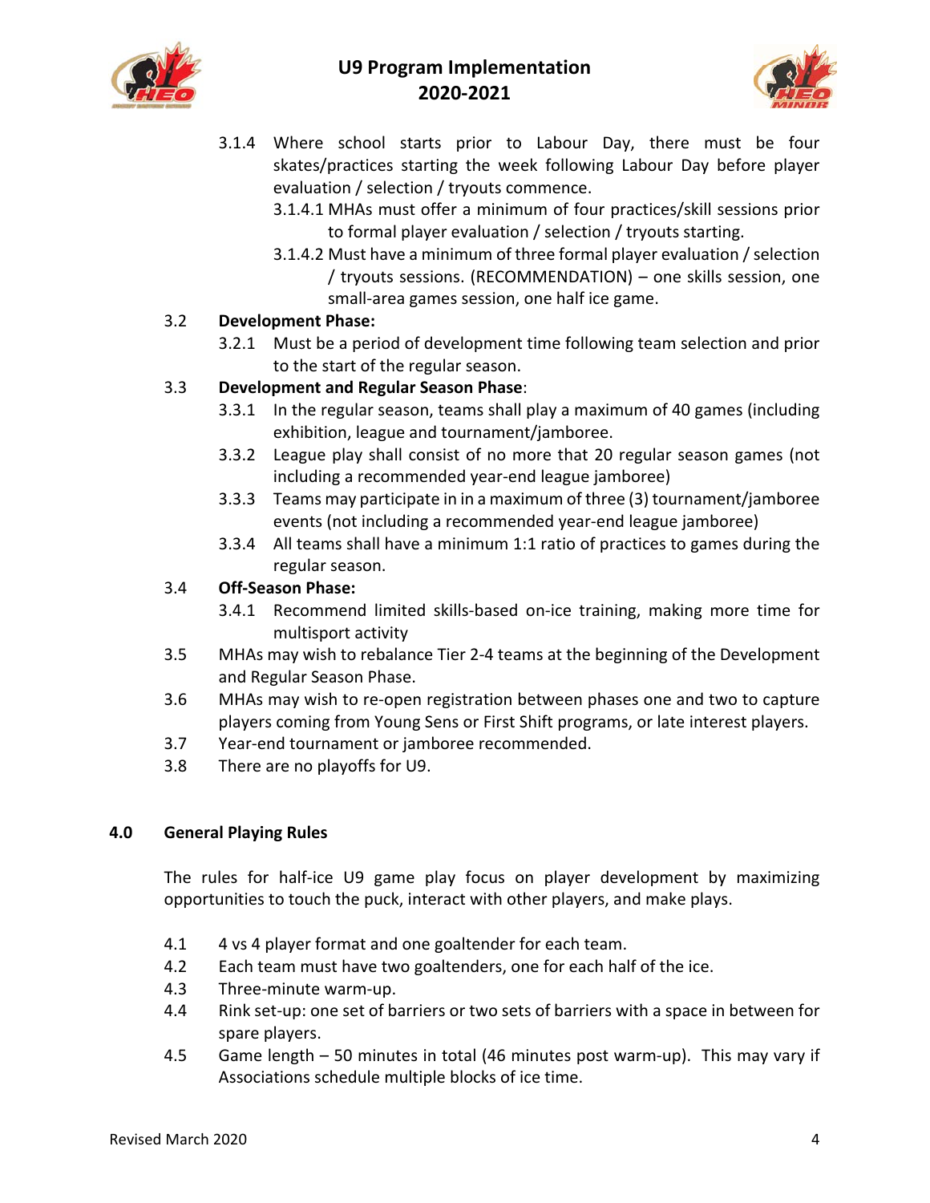3.1.4 Where school starts prior to Labour Day, there must be four skates/practices starting the week following Labour Day before player evaluation / selection / tryouts commence.

3.1.4.1 MHAs must offer a minimum of four practices/skill sessions prior to formal player evaluation / selection / tryouts starting.

3.1.4.2 Must have a minimum of three formal player evaluation / selection / tryouts sessions. (RECOMMENDATION) – one skills session, one small-area games session, one half ice game.

3.2 **Development Phase:**

3.2.1 Must be a period of development time following team selection and prior to the start of the regular season.

3.3 **Development and Regular Season Phase**:

3.3.1 In the regular season, teams shall play a maximum of 40 games (including exhibition, league and tournament/jamboree.

3.3.2 League play shall consist of no more that 20 regular season games (not including a recommended year-end league jamboree)

3.3.3 Teams may participate in in a maximum of three (3) tournament/jamboree events (not including a recommended year-end league jamboree)

3.3.4 All teams shall have a minimum 1:1 ratio of practices to games during the regular season.

3.4 **Off-Season Phase:**

3.4.1 Recommend limited skills-based on-ice training, making more time for multisport activity

3.5 MHAs may wish to rebalance Tier 2-4 teams at the beginning of the Development and Regular Season Phase.

3.6 MHAs may wish to re-open registration between phases one and two to capture players coming from Young Sens or First Shift programs, or late interest players.

3.7 Year-end tournament or jamboree recommended.

3.8 There are no playoffs for U9.

## 4.0 General Playing Rules

The rules for half-ice U9 game play focus on player development by maximizing opportunities to touch the puck, interact with other players, and make plays.

4.1 4 vs 4 player format and one goaltender for each team.

4.2 Each team must have two goaltenders, one for each half of the ice.

4.3 Three-minute warm-up.

4.4 Rink set-up: one set of barriers or two sets of barriers with a space in between for spare players.

4.5 Game length – 50 minutes in total (46 minutes post warm-up). This may vary if Associations schedule multiple blocks of ice time.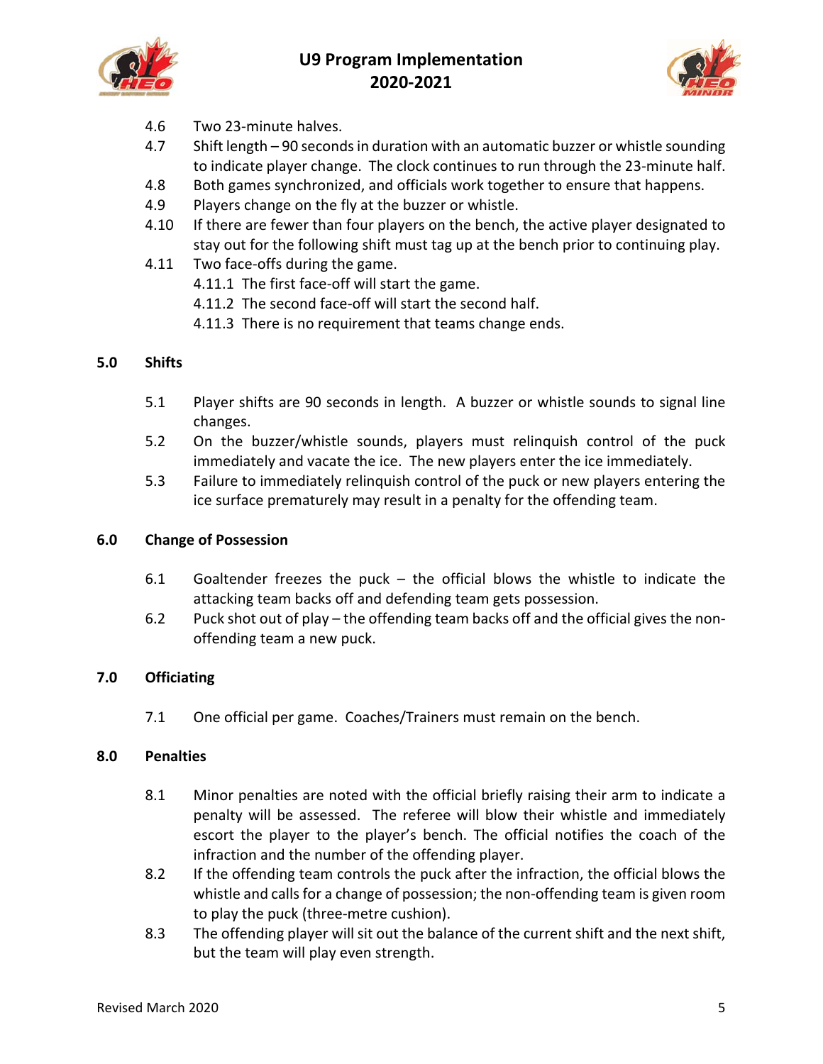4.6 Two 23-minute halves.

4.7 Shift length – 90 seconds in duration with an automatic buzzer or whistle sounding to indicate player change. The clock continues to run through the 23-minute half.

4.8 Both games synchronized, and officials work together to ensure that happens.

4.9 Players change on the fly at the buzzer or whistle.

4.10 If there are fewer than four players on the bench, the active player designated to stay out for the following shift must tag up at the bench prior to continuing play.

4.11 Two face-offs during the game.

4.11.1 The first face-off will start the game.

4.11.2 The second face-off will start the second half.

4.11.3 There is no requirement that teams change ends.

## 5.0 Shifts

5.1 Player shifts are 90 seconds in length. A buzzer or whistle sounds to signal line changes.

5.2 On the buzzer/whistle sounds, players must relinquish control of the puck immediately and vacate the ice. The new players enter the ice immediately.

5.3 Failure to immediately relinquish control of the puck or new players entering the ice surface prematurely may result in a penalty for the offending team.

## 6.0 Change of Possession

6.1 Goaltender freezes the puck – the official blows the whistle to indicate the attacking team backs off and defending team gets possession.

6.2 Puck shot out of play – the offending team backs off and the official gives the non-offending team a new puck.

## 7.0 Officiating

7.1 One official per game. Coaches/Trainers must remain on the bench.

## 8.0 Penalties

8.1 Minor penalties are noted with the official briefly raising their arm to indicate a penalty will be assessed. The referee will blow their whistle and immediately escort the player to the player's bench. The official notifies the coach of the infraction and the number of the offending player.

8.2 If the offending team controls the puck after the infraction, the official blows the whistle and calls for a change of possession; the non-offending team is given room to play the puck (three-metre cushion).

8.3 The offending player will sit out the balance of the current shift and the next shift, but the team will play even strength.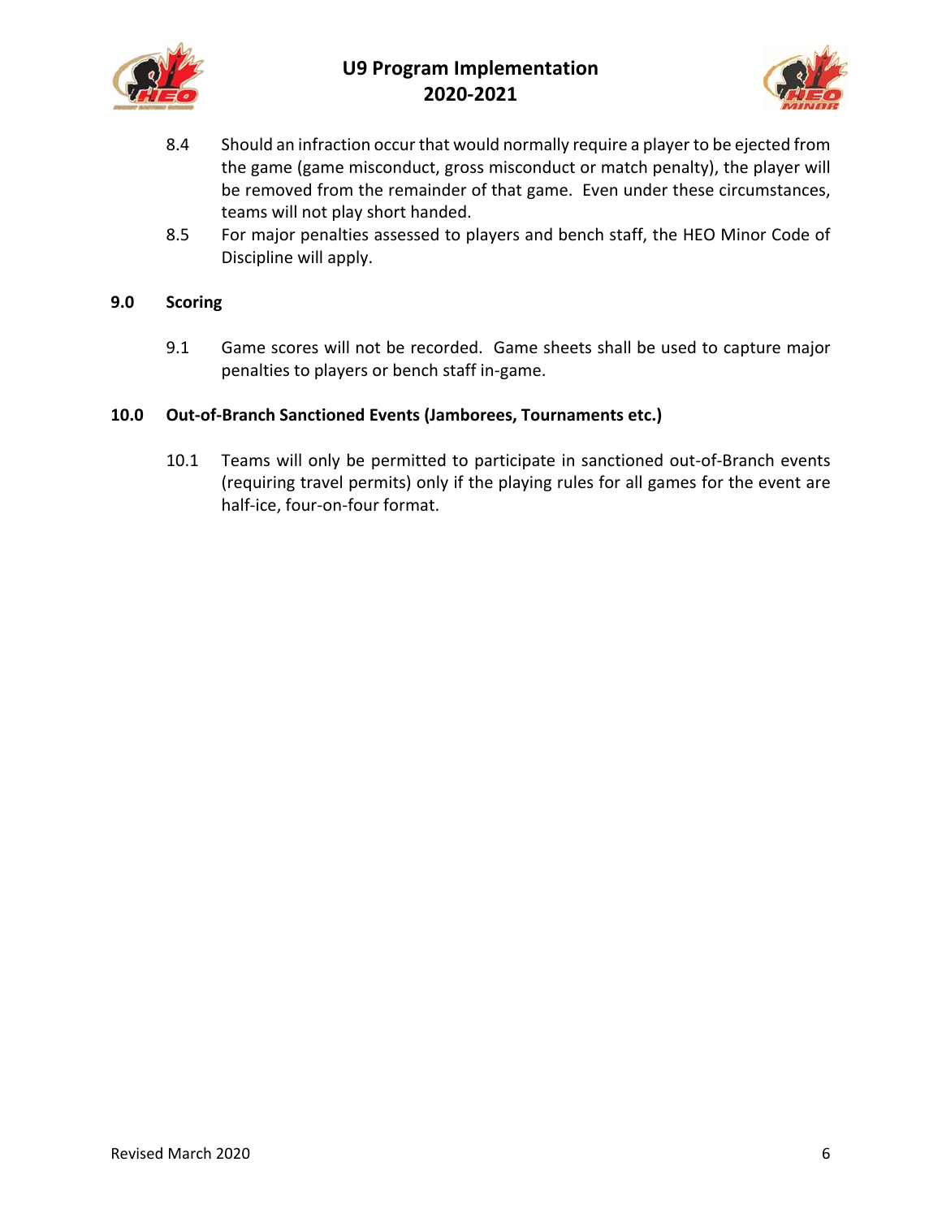8.4 Should an infraction occur that would normally require a player to be ejected from the game (game misconduct, gross misconduct or match penalty), the player will be removed from the remainder of that game. Even under these circumstances, teams will not play short handed.

8.5 For major penalties assessed to players and bench staff, the HEO Minor Code of Discipline will apply.

## 9.0 Scoring

9.1 Game scores will not be recorded. Game sheets shall be used to capture major penalties to players or bench staff in-game.

## 10.0 Out-of-Branch Sanctioned Events (Jamborees, Tournaments etc.)

10.1 Teams will only be permitted to participate in sanctioned out-of-Branch events (requiring travel permits) only if the playing rules for all games for the event are half-ice, four-on-four format.